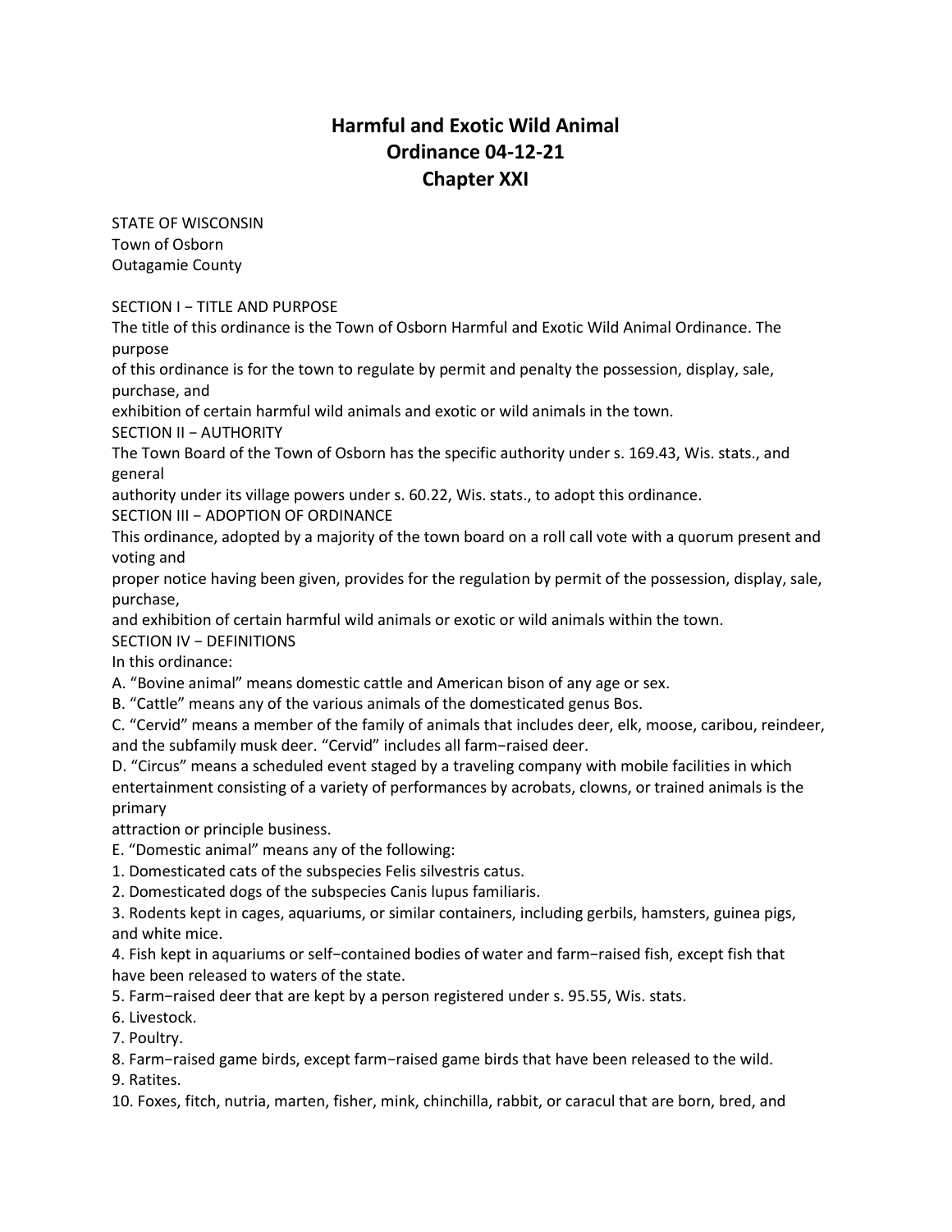# Harmful and Exotic Wild Animal
# Ordinance 04-12-21
# Chapter XXI

STATE OF WISCONSIN
Town of Osborn
Outagamie County

SECTION I − TITLE AND PURPOSE
The title of this ordinance is the Town of Osborn Harmful and Exotic Wild Animal Ordinance. The purpose of this ordinance is for the town to regulate by permit and penalty the possession, display, sale, purchase, and exhibition of certain harmful wild animals and exotic or wild animals in the town.

SECTION II − AUTHORITY
The Town Board of the Town of Osborn has the specific authority under s. 169.43, Wis. stats., and general authority under its village powers under s. 60.22, Wis. stats., to adopt this ordinance.

SECTION III − ADOPTION OF ORDINANCE
This ordinance, adopted by a majority of the town board on a roll call vote with a quorum present and voting and proper notice having been given, provides for the regulation by permit of the possession, display, sale, purchase, and exhibition of certain harmful wild animals or exotic or wild animals within the town.

SECTION IV − DEFINITIONS
In this ordinance:

A. "Bovine animal" means domestic cattle and American bison of any age or sex.

B. "Cattle" means any of the various animals of the domesticated genus Bos.

C. "Cervid" means a member of the family of animals that includes deer, elk, moose, caribou, reindeer, and the subfamily musk deer. "Cervid" includes all farm−raised deer.

D. "Circus" means a scheduled event staged by a traveling company with mobile facilities in which entertainment consisting of a variety of performances by acrobats, clowns, or trained animals is the primary attraction or principle business.

E. "Domestic animal" means any of the following:

1. Domesticated cats of the subspecies Felis silvestris catus.
2. Domesticated dogs of the subspecies Canis lupus familiaris.
3. Rodents kept in cages, aquariums, or similar containers, including gerbils, hamsters, guinea pigs, and white mice.
4. Fish kept in aquariums or self−contained bodies of water and farm−raised fish, except fish that have been released to waters of the state.
5. Farm−raised deer that are kept by a person registered under s. 95.55, Wis. stats.
6. Livestock.
7. Poultry.
8. Farm−raised game birds, except farm−raised game birds that have been released to the wild.
9. Ratites.
10. Foxes, fitch, nutria, marten, fisher, mink, chinchilla, rabbit, or caracul that are born, bred, and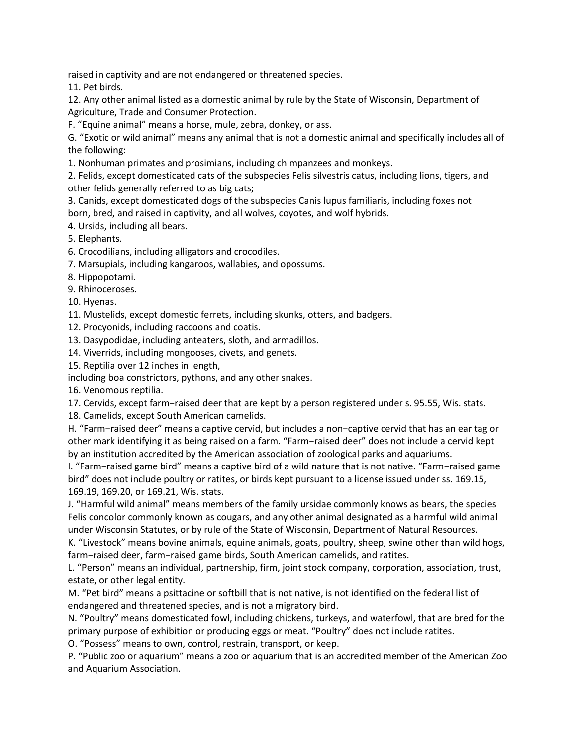raised in captivity and are not endangered or threatened species.

11. Pet birds.

12. Any other animal listed as a domestic animal by rule by the State of Wisconsin, Department of Agriculture, Trade and Consumer Protection.

F. “Equine animal” means a horse, mule, zebra, donkey, or ass.

G. “Exotic or wild animal” means any animal that is not a domestic animal and specifically includes all of the following:

1. Nonhuman primates and prosimians, including chimpanzees and monkeys.

2. Felids, except domesticated cats of the subspecies Felis silvestris catus, including lions, tigers, and other felids generally referred to as big cats;

3. Canids, except domesticated dogs of the subspecies Canis lupus familiaris, including foxes not born, bred, and raised in captivity, and all wolves, coyotes, and wolf hybrids.

4. Ursids, including all bears.

5. Elephants.

6. Crocodilians, including alligators and crocodiles.

7. Marsupials, including kangaroos, wallabies, and opossums.

8. Hippopotami.

9. Rhinoceroses.

10. Hyenas.

11. Mustelids, except domestic ferrets, including skunks, otters, and badgers.

12. Procyonids, including raccoons and coatis.

13. Dasypodidae, including anteaters, sloth, and armadillos.

14. Viverrids, including mongooses, civets, and genets.

15. Reptilia over 12 inches in length,
including boa constrictors, pythons, and any other snakes.

16. Venomous reptilia.

17. Cervids, except farm−raised deer that are kept by a person registered under s. 95.55, Wis. stats.

18. Camelids, except South American camelids.

H. “Farm−raised deer” means a captive cervid, but includes a non−captive cervid that has an ear tag or other mark identifying it as being raised on a farm. “Farm−raised deer” does not include a cervid kept by an institution accredited by the American association of zoological parks and aquariums.

I. “Farm−raised game bird” means a captive bird of a wild nature that is not native. “Farm−raised game bird” does not include poultry or ratites, or birds kept pursuant to a license issued under ss. 169.15, 169.19, 169.20, or 169.21, Wis. stats.

J. “Harmful wild animal” means members of the family ursidae commonly knows as bears, the species Felis concolor commonly known as cougars, and any other animal designated as a harmful wild animal under Wisconsin Statutes, or by rule of the State of Wisconsin, Department of Natural Resources.

K. “Livestock” means bovine animals, equine animals, goats, poultry, sheep, swine other than wild hogs, farm−raised deer, farm−raised game birds, South American camelids, and ratites.

L. “Person” means an individual, partnership, firm, joint stock company, corporation, association, trust, estate, or other legal entity.

M. “Pet bird” means a psittacine or softbill that is not native, is not identified on the federal list of endangered and threatened species, and is not a migratory bird.

N. “Poultry” means domesticated fowl, including chickens, turkeys, and waterfowl, that are bred for the primary purpose of exhibition or producing eggs or meat. “Poultry” does not include ratites.

O. “Possess” means to own, control, restrain, transport, or keep.

P. “Public zoo or aquarium” means a zoo or aquarium that is an accredited member of the American Zoo and Aquarium Association.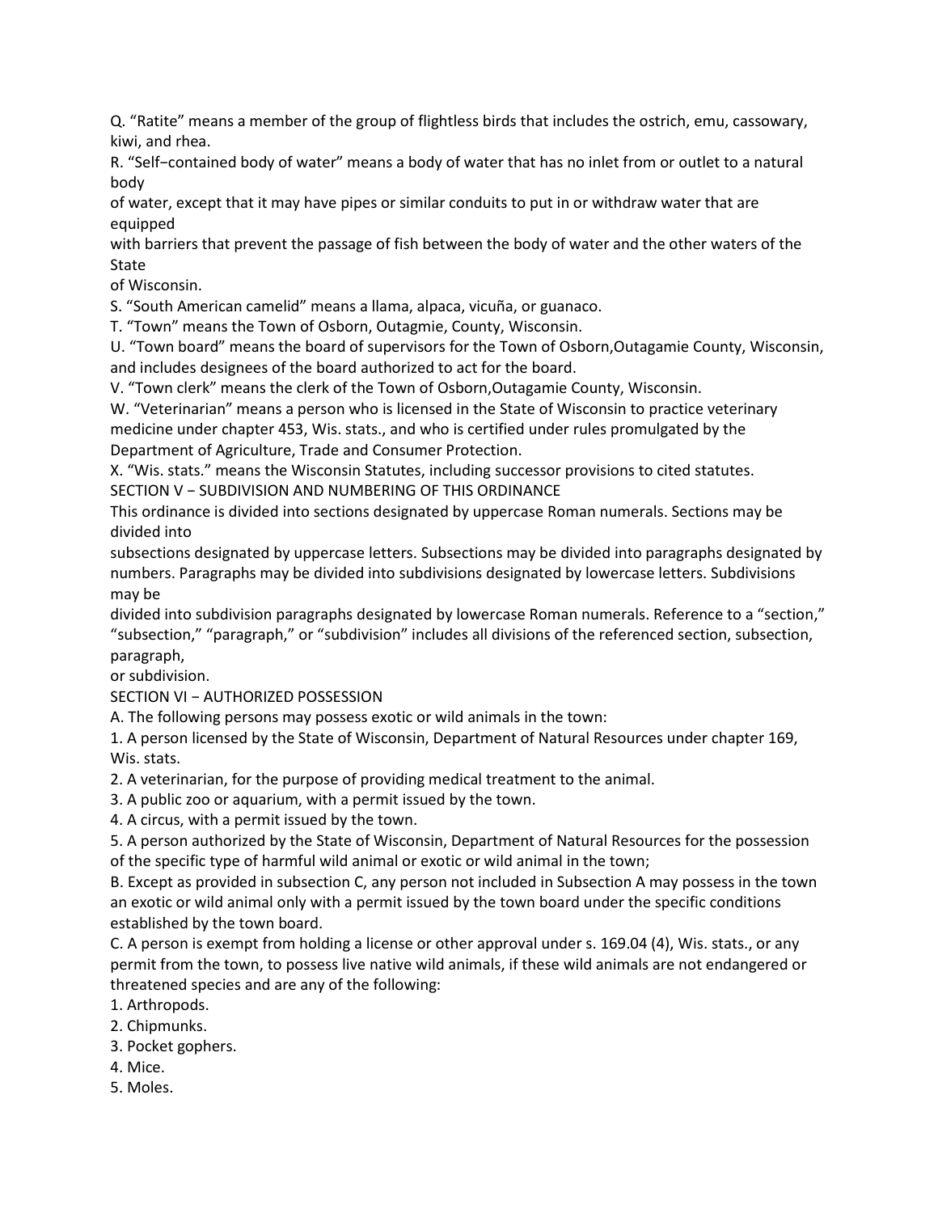Q. “Ratite” means a member of the group of flightless birds that includes the ostrich, emu, cassowary, kiwi, and rhea.

R. “Self−contained body of water” means a body of water that has no inlet from or outlet to a natural body of water, except that it may have pipes or similar conduits to put in or withdraw water that are equipped with barriers that prevent the passage of fish between the body of water and the other waters of the State of Wisconsin.

S. “South American camelid” means a llama, alpaca, vicuña, or guanaco.

T. “Town” means the Town of Osborn, Outagmie, County, Wisconsin.

U. “Town board” means the board of supervisors for the Town of Osborn,Outagamie County, Wisconsin, and includes designees of the board authorized to act for the board.

V. “Town clerk” means the clerk of the Town of Osborn,Outagamie County, Wisconsin.

W. “Veterinarian” means a person who is licensed in the State of Wisconsin to practice veterinary medicine under chapter 453, Wis. stats., and who is certified under rules promulgated by the Department of Agriculture, Trade and Consumer Protection.

X. “Wis. stats.” means the Wisconsin Statutes, including successor provisions to cited statutes.

## SECTION V − SUBDIVISION AND NUMBERING OF THIS ORDINANCE

This ordinance is divided into sections designated by uppercase Roman numerals. Sections may be divided into subsections designated by uppercase letters. Subsections may be divided into paragraphs designated by numbers. Paragraphs may be divided into subdivisions designated by lowercase letters. Subdivisions may be divided into subdivision paragraphs designated by lowercase Roman numerals. Reference to a “section,” “subsection,” “paragraph,” or “subdivision” includes all divisions of the referenced section, subsection, paragraph, or subdivision.

## SECTION VI − AUTHORIZED POSSESSION

A. The following persons may possess exotic or wild animals in the town:

1. A person licensed by the State of Wisconsin, Department of Natural Resources under chapter 169, Wis. stats.
2. A veterinarian, for the purpose of providing medical treatment to the animal.
3. A public zoo or aquarium, with a permit issued by the town.
4. A circus, with a permit issued by the town.
5. A person authorized by the State of Wisconsin, Department of Natural Resources for the possession of the specific type of harmful wild animal or exotic or wild animal in the town;

B. Except as provided in subsection C, any person not included in Subsection A may possess in the town an exotic or wild animal only with a permit issued by the town board under the specific conditions established by the town board.

C. A person is exempt from holding a license or other approval under s. 169.04 (4), Wis. stats., or any permit from the town, to possess live native wild animals, if these wild animals are not endangered or threatened species and are any of the following:

1. Arthropods.
2. Chipmunks.
3. Pocket gophers.
4. Mice.
5. Moles.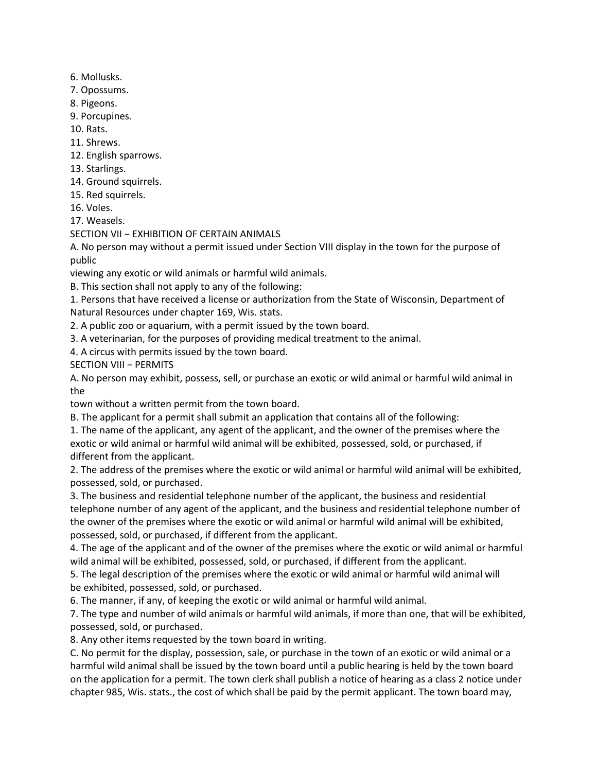6. Mollusks.
7. Opossums.
8. Pigeons.
9. Porcupines.
10. Rats.
11. Shrews.
12. English sparrows.
13. Starlings.
14. Ground squirrels.
15. Red squirrels.
16. Voles.
17. Weasels.

SECTION VII − EXHIBITION OF CERTAIN ANIMALS

A. No person may without a permit issued under Section VIII display in the town for the purpose of public viewing any exotic or wild animals or harmful wild animals.

B. This section shall not apply to any of the following:

1. Persons that have received a license or authorization from the State of Wisconsin, Department of Natural Resources under chapter 169, Wis. stats.
2. A public zoo or aquarium, with a permit issued by the town board.
3. A veterinarian, for the purposes of providing medical treatment to the animal.
4. A circus with permits issued by the town board.

SECTION VIII − PERMITS

A. No person may exhibit, possess, sell, or purchase an exotic or wild animal or harmful wild animal in the town without a written permit from the town board.

B. The applicant for a permit shall submit an application that contains all of the following:

1. The name of the applicant, any agent of the applicant, and the owner of the premises where the exotic or wild animal or harmful wild animal will be exhibited, possessed, sold, or purchased, if different from the applicant.
2. The address of the premises where the exotic or wild animal or harmful wild animal will be exhibited, possessed, sold, or purchased.
3. The business and residential telephone number of the applicant, the business and residential telephone number of any agent of the applicant, and the business and residential telephone number of the owner of the premises where the exotic or wild animal or harmful wild animal will be exhibited, possessed, sold, or purchased, if different from the applicant.
4. The age of the applicant and of the owner of the premises where the exotic or wild animal or harmful wild animal will be exhibited, possessed, sold, or purchased, if different from the applicant.
5. The legal description of the premises where the exotic or wild animal or harmful wild animal will be exhibited, possessed, sold, or purchased.
6. The manner, if any, of keeping the exotic or wild animal or harmful wild animal.
7. The type and number of wild animals or harmful wild animals, if more than one, that will be exhibited, possessed, sold, or purchased.
8. Any other items requested by the town board in writing.

C. No permit for the display, possession, sale, or purchase in the town of an exotic or wild animal or a harmful wild animal shall be issued by the town board until a public hearing is held by the town board on the application for a permit. The town clerk shall publish a notice of hearing as a class 2 notice under chapter 985, Wis. stats., the cost of which shall be paid by the permit applicant. The town board may,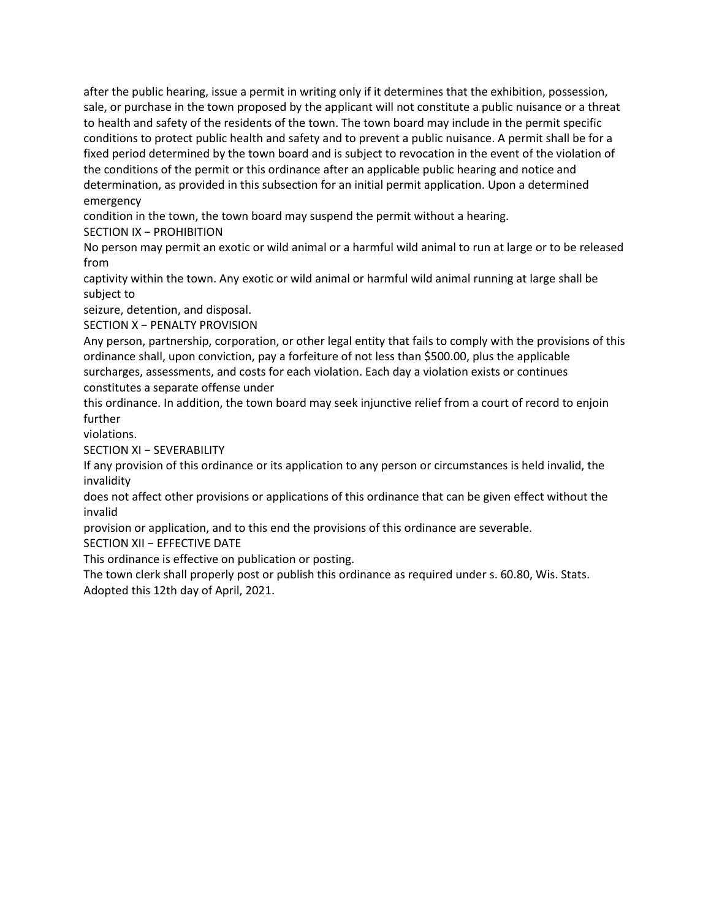after the public hearing, issue a permit in writing only if it determines that the exhibition, possession, sale, or purchase in the town proposed by the applicant will not constitute a public nuisance or a threat to health and safety of the residents of the town. The town board may include in the permit specific conditions to protect public health and safety and to prevent a public nuisance. A permit shall be for a fixed period determined by the town board and is subject to revocation in the event of the violation of the conditions of the permit or this ordinance after an applicable public hearing and notice and determination, as provided in this subsection for an initial permit application. Upon a determined emergency condition in the town, the town board may suspend the permit without a hearing.

## SECTION IX − PROHIBITION

No person may permit an exotic or wild animal or a harmful wild animal to run at large or to be released from captivity within the town. Any exotic or wild animal or harmful wild animal running at large shall be subject to seizure, detention, and disposal.

## SECTION X − PENALTY PROVISION

Any person, partnership, corporation, or other legal entity that fails to comply with the provisions of this ordinance shall, upon conviction, pay a forfeiture of not less than $500.00, plus the applicable surcharges, assessments, and costs for each violation. Each day a violation exists or continues constitutes a separate offense under this ordinance. In addition, the town board may seek injunctive relief from a court of record to enjoin further violations.

## SECTION XI − SEVERABILITY

If any provision of this ordinance or its application to any person or circumstances is held invalid, the invalidity does not affect other provisions or applications of this ordinance that can be given effect without the invalid provision or application, and to this end the provisions of this ordinance are severable.

## SECTION XII − EFFECTIVE DATE

This ordinance is effective on publication or posting.

The town clerk shall properly post or publish this ordinance as required under s. 60.80, Wis. Stats.

Adopted this 12th day of April, 2021.